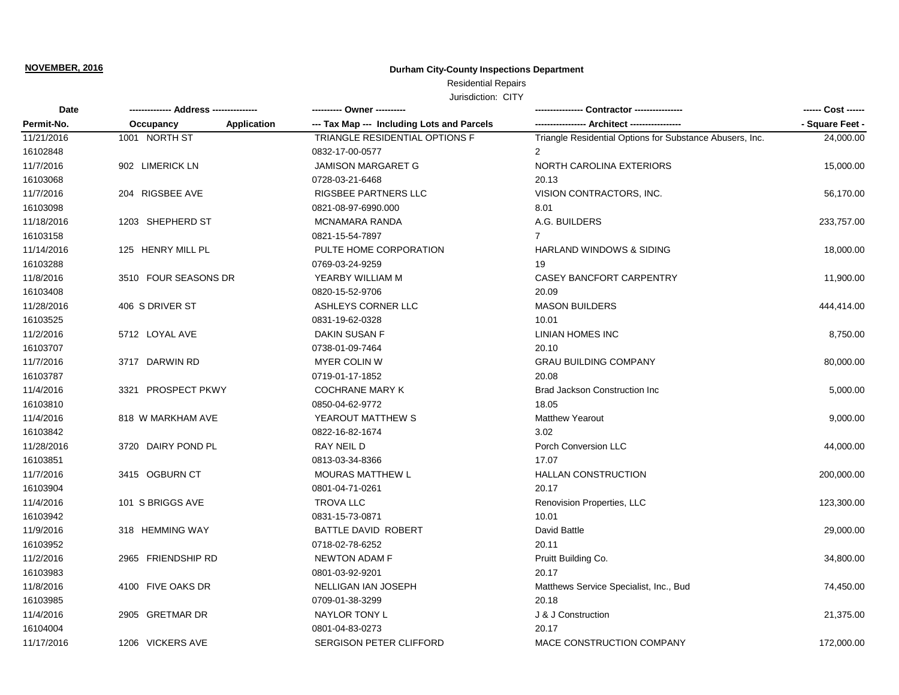**NOVEMBER, 2016**

**Durham City-County Inspections Department**

Residential Repairs

Jurisdiction: CITY

| Date | ------------- Address -------------- | | ---------- Owner ---------- | --------------- Contractor --------------- | ------ Cost ------ |
|---|---|---|---|---|---|
| Permit-No. | Occupancy | Application | --- Tax Map --- Including Lots and Parcels | ---------------- Architect ---------------- | - Square Feet - |
| 11/21/2016 | 1001 NORTH ST | | TRIANGLE RESIDENTIAL OPTIONS F | Triangle Residential Options for Substance Abusers, Inc. | 24,000.00 |
| 16102848 | | | 0832-17-00-0577 | 2 | |
| 11/7/2016 | 902 LIMERICK LN | | JAMISON MARGARET G | NORTH CAROLINA EXTERIORS | 15,000.00 |
| 16103068 | | | 0728-03-21-6468 | 20.13 | |
| 11/7/2016 | 204 RIGSBEE AVE | | RIGSBEE PARTNERS LLC | VISION CONTRACTORS, INC. | 56,170.00 |
| 16103098 | | | 0821-08-97-6990.000 | 8.01 | |
| 11/18/2016 | 1203 SHEPHERD ST | | MCNAMARA RANDA | A.G. BUILDERS | 233,757.00 |
| 16103158 | | | 0821-15-54-7897 | 7 | |
| 11/14/2016 | 125 HENRY MILL PL | | PULTE HOME CORPORATION | HARLAND WINDOWS & SIDING | 18,000.00 |
| 16103288 | | | 0769-03-24-9259 | 19 | |
| 11/8/2016 | 3510 FOUR SEASONS DR | | YEARBY WILLIAM M | CASEY BANCFORT CARPENTRY | 11,900.00 |
| 16103408 | | | 0820-15-52-9706 | 20.09 | |
| 11/28/2016 | 406 S DRIVER ST | | ASHLEYS CORNER LLC | MASON BUILDERS | 444,414.00 |
| 16103525 | | | 0831-19-62-0328 | 10.01 | |
| 11/2/2016 | 5712 LOYAL AVE | | DAKIN SUSAN F | LINIAN HOMES INC | 8,750.00 |
| 16103707 | | | 0738-01-09-7464 | 20.10 | |
| 11/7/2016 | 3717 DARWIN RD | | MYER COLIN W | GRAU BUILDING COMPANY | 80,000.00 |
| 16103787 | | | 0719-01-17-1852 | 20.08 | |
| 11/4/2016 | 3321 PROSPECT PKWY | | COCHRANE MARY K | Brad Jackson Construction Inc | 5,000.00 |
| 16103810 | | | 0850-04-62-9772 | 18.05 | |
| 11/4/2016 | 818 W MARKHAM AVE | | YEAROUT MATTHEW S | Matthew Yearout | 9,000.00 |
| 16103842 | | | 0822-16-82-1674 | 3.02 | |
| 11/28/2016 | 3720 DAIRY POND PL | | RAY NEIL D | Porch Conversion LLC | 44,000.00 |
| 16103851 | | | 0813-03-34-8366 | 17.07 | |
| 11/7/2016 | 3415 OGBURN CT | | MOURAS MATTHEW L | HALLAN CONSTRUCTION | 200,000.00 |
| 16103904 | | | 0801-04-71-0261 | 20.17 | |
| 11/4/2016 | 101 S BRIGGS AVE | | TROVA LLC | Renovision Properties, LLC | 123,300.00 |
| 16103942 | | | 0831-15-73-0871 | 10.01 | |
| 11/9/2016 | 318 HEMMING WAY | | BATTLE DAVID ROBERT | David Battle | 29,000.00 |
| 16103952 | | | 0718-02-78-6252 | 20.11 | |
| 11/2/2016 | 2965 FRIENDSHIP RD | | NEWTON ADAM F | Pruitt Building Co. | 34,800.00 |
| 16103983 | | | 0801-03-92-9201 | 20.17 | |
| 11/8/2016 | 4100 FIVE OAKS DR | | NELLIGAN IAN JOSEPH | Matthews Service Specialist, Inc., Bud | 74,450.00 |
| 16103985 | | | 0709-01-38-3299 | 20.18 | |
| 11/4/2016 | 2905 GRETMAR DR | | NAYLOR TONY L | J & J Construction | 21,375.00 |
| 16104004 | | | 0801-04-83-0273 | 20.17 | |
| 11/17/2016 | 1206 VICKERS AVE | | SERGISON PETER CLIFFORD | MACE CONSTRUCTION COMPANY | 172,000.00 |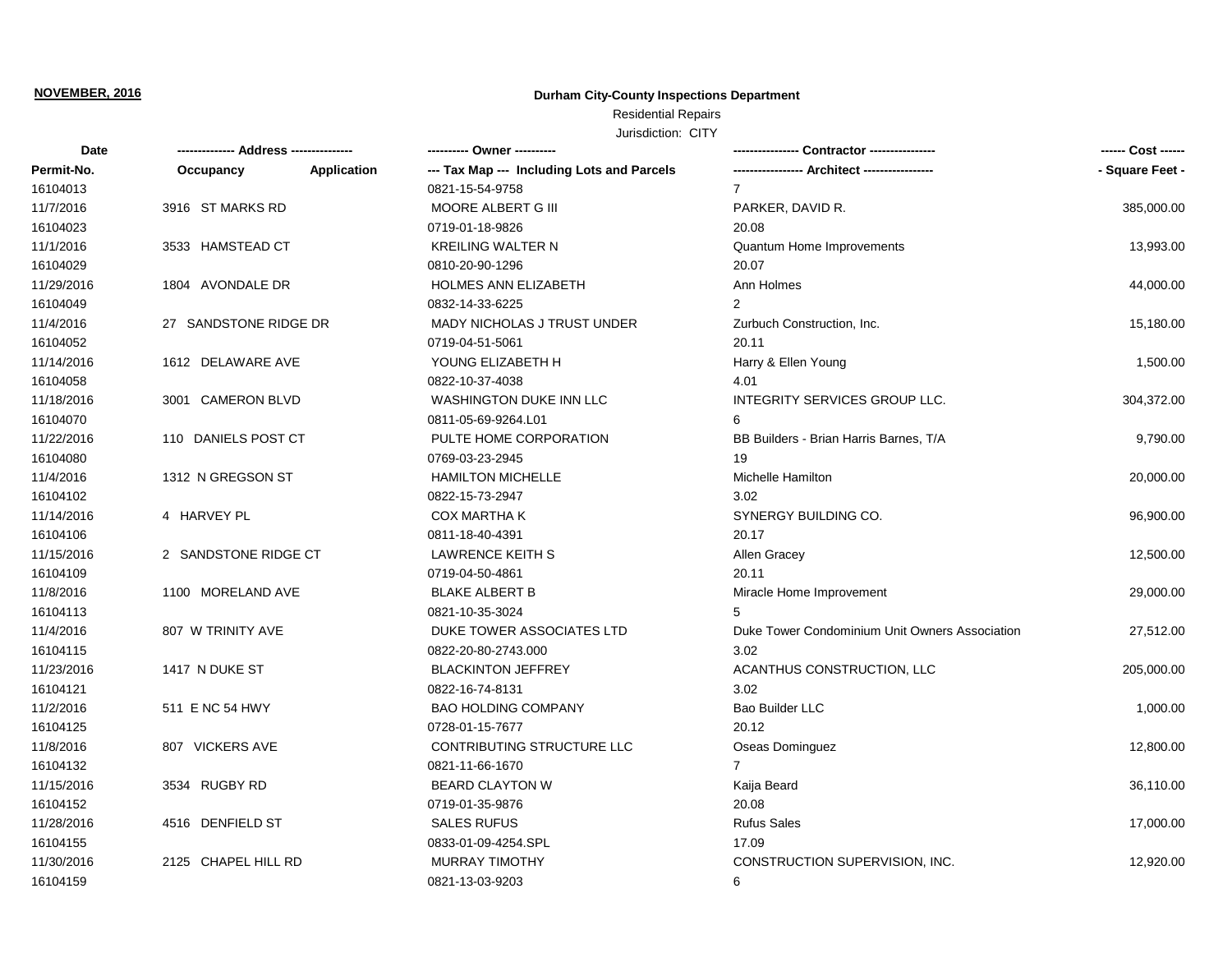**NOVEMBER, 2016**

**Durham City-County Inspections Department**

Residential Repairs

Jurisdiction: CITY

| Date | ------------- Address --------------- | ---------- Owner ---------- | ---------------- Contractor ---------------- | ------ Cost ------ |
|---|---|---|---|---|
| Permit-No. | Occupancy Application | --- Tax Map --- Including Lots and Parcels | ----------------- Architect ----------------- | - Square Feet - |
| 16104013 | | 0821-15-54-9758 | 7 | |
| 11/7/2016 | 3916 ST MARKS RD | MOORE ALBERT G III | PARKER, DAVID R. | 385,000.00 |
| 16104023 | | 0719-01-18-9826 | 20.08 | |
| 11/1/2016 | 3533 HAMSTEAD CT | KREILING WALTER N | Quantum Home Improvements | 13,993.00 |
| 16104029 | | 0810-20-90-1296 | 20.07 | |
| 11/29/2016 | 1804 AVONDALE DR | HOLMES ANN ELIZABETH | Ann Holmes | 44,000.00 |
| 16104049 | | 0832-14-33-6225 | 2 | |
| 11/4/2016 | 27 SANDSTONE RIDGE DR | MADY NICHOLAS J TRUST UNDER | Zurbuch Construction, Inc. | 15,180.00 |
| 16104052 | | 0719-04-51-5061 | 20.11 | |
| 11/14/2016 | 1612 DELAWARE AVE | YOUNG ELIZABETH H | Harry & Ellen Young | 1,500.00 |
| 16104058 | | 0822-10-37-4038 | 4.01 | |
| 11/18/2016 | 3001 CAMERON BLVD | WASHINGTON DUKE INN LLC | INTEGRITY SERVICES GROUP LLC. | 304,372.00 |
| 16104070 | | 0811-05-69-9264.L01 | 6 | |
| 11/22/2016 | 110 DANIELS POST CT | PULTE HOME CORPORATION | BB Builders - Brian Harris Barnes, T/A | 9,790.00 |
| 16104080 | | 0769-03-23-2945 | 19 | |
| 11/4/2016 | 1312 N GREGSON ST | HAMILTON MICHELLE | Michelle Hamilton | 20,000.00 |
| 16104102 | | 0822-15-73-2947 | 3.02 | |
| 11/14/2016 | 4 HARVEY PL | COX MARTHA K | SYNERGY BUILDING CO. | 96,900.00 |
| 16104106 | | 0811-18-40-4391 | 20.17 | |
| 11/15/2016 | 2 SANDSTONE RIDGE CT | LAWRENCE KEITH S | Allen Gracey | 12,500.00 |
| 16104109 | | 0719-04-50-4861 | 20.11 | |
| 11/8/2016 | 1100 MORELAND AVE | BLAKE ALBERT B | Miracle Home Improvement | 29,000.00 |
| 16104113 | | 0821-10-35-3024 | 5 | |
| 11/4/2016 | 807 W TRINITY AVE | DUKE TOWER ASSOCIATES LTD | Duke Tower Condominium Unit Owners Association | 27,512.00 |
| 16104115 | | 0822-20-80-2743.000 | 3.02 | |
| 11/23/2016 | 1417 N DUKE ST | BLACKINTON JEFFREY | ACANTHUS CONSTRUCTION, LLC | 205,000.00 |
| 16104121 | | 0822-16-74-8131 | 3.02 | |
| 11/2/2016 | 511 E NC 54 HWY | BAO HOLDING COMPANY | Bao Builder LLC | 1,000.00 |
| 16104125 | | 0728-01-15-7677 | 20.12 | |
| 11/8/2016 | 807 VICKERS AVE | CONTRIBUTING STRUCTURE LLC | Oseas Dominguez | 12,800.00 |
| 16104132 | | 0821-11-66-1670 | 7 | |
| 11/15/2016 | 3534 RUGBY RD | BEARD CLAYTON W | Kaija Beard | 36,110.00 |
| 16104152 | | 0719-01-35-9876 | 20.08 | |
| 11/28/2016 | 4516 DENFIELD ST | SALES RUFUS | Rufus Sales | 17,000.00 |
| 16104155 | | 0833-01-09-4254.SPL | 17.09 | |
| 11/30/2016 | 2125 CHAPEL HILL RD | MURRAY TIMOTHY | CONSTRUCTION SUPERVISION, INC. | 12,920.00 |
| 16104159 | | 0821-13-03-9203 | 6 | |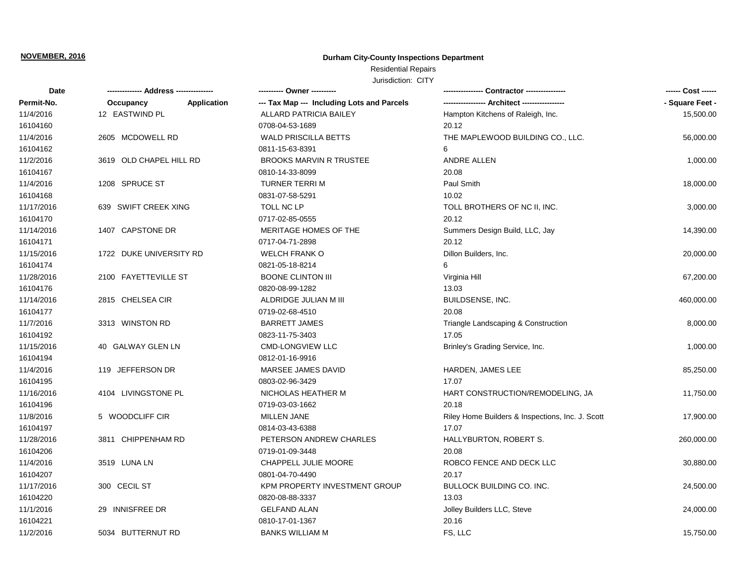**NOVEMBER, 2016**

**Durham City-County Inspections Department**

Residential Repairs

Jurisdiction: CITY

| Date<br>Permit-No. | ------------- Address ---------------<br>Occupancy Application | ---------- Owner ----------<br>--- Tax Map --- Including Lots and Parcels | ---------------- Contractor ----------------<br>----------------- Architect ----------------- | ------ Cost ------<br>- Square Feet - |
|---|---|---|---|---|
| 11/4/2016<br>16104160 | 12 EASTWIND PL | ALLARD PATRICIA BAILEY<br>0708-04-53-1689 | Hampton Kitchens of Raleigh, Inc.<br>20.12 | 15,500.00 |
| 11/4/2016<br>16104162 | 2605 MCDOWELL RD | WALD PRISCILLA BETTS<br>0811-15-63-8391 | THE MAPLEWOOD BUILDING CO., LLC.<br>6 | 56,000.00 |
| 11/2/2016<br>16104167 | 3619 OLD CHAPEL HILL RD | BROOKS MARVIN R TRUSTEE<br>0810-14-33-8099 | ANDRE ALLEN<br>20.08 | 1,000.00 |
| 11/4/2016<br>16104168 | 1208 SPRUCE ST | TURNER TERRI M<br>0831-07-58-5291 | Paul Smith<br>10.02 | 18,000.00 |
| 11/17/2016<br>16104170 | 639 SWIFT CREEK XING | TOLL NC LP<br>0717-02-85-0555 | TOLL BROTHERS OF NC II, INC.<br>20.12 | 3,000.00 |
| 11/14/2016<br>16104171 | 1407 CAPSTONE DR | MERITAGE HOMES OF THE<br>0717-04-71-2898 | Summers Design Build, LLC, Jay<br>20.12 | 14,390.00 |
| 11/15/2016<br>16104174 | 1722 DUKE UNIVERSITY RD | WELCH FRANK O<br>0821-05-18-8214 | Dillon Builders, Inc.<br>6 | 20,000.00 |
| 11/28/2016<br>16104176 | 2100 FAYETTEVILLE ST | BOONE CLINTON III<br>0820-08-99-1282 | Virginia Hill<br>13.03 | 67,200.00 |
| 11/14/2016<br>16104177 | 2815 CHELSEA CIR | ALDRIDGE JULIAN M III<br>0719-02-68-4510 | BUILDSENSE, INC.<br>20.08 | 460,000.00 |
| 11/7/2016<br>16104192 | 3313 WINSTON RD | BARRETT JAMES<br>0823-11-75-3403 | Triangle Landscaping & Construction<br>17.05 | 8,000.00 |
| 11/15/2016<br>16104194 | 40 GALWAY GLEN LN | CMD-LONGVIEW LLC<br>0812-01-16-9916 | Brinley's Grading Service, Inc. | 1,000.00 |
| 11/4/2016<br>16104195 | 119 JEFFERSON DR | MARSEE JAMES DAVID<br>0803-02-96-3429 | HARDEN, JAMES LEE<br>17.07 | 85,250.00 |
| 11/16/2016<br>16104196 | 4104 LIVINGSTONE PL | NICHOLAS HEATHER M<br>0719-03-03-1662 | HART CONSTRUCTION/REMODELING, JA<br>20.18 | 11,750.00 |
| 11/8/2016<br>16104197 | 5 WOODCLIFF CIR | MILLEN JANE<br>0814-03-43-6388 | Riley Home Builders & Inspections, Inc. J. Scott<br>17.07 | 17,900.00 |
| 11/28/2016<br>16104206 | 3811 CHIPPENHAM RD | PETERSON ANDREW CHARLES<br>0719-01-09-3448 | HALLYBURTON, ROBERT S.<br>20.08 | 260,000.00 |
| 11/4/2016<br>16104207 | 3519 LUNA LN | CHAPPELL JULIE MOORE<br>0801-04-70-4490 | ROBCO FENCE AND DECK LLC<br>20.17 | 30,880.00 |
| 11/17/2016<br>16104220 | 300 CECIL ST | KPM PROPERTY INVESTMENT GROUP<br>0820-08-88-3337 | BULLOCK BUILDING CO. INC.<br>13.03 | 24,500.00 |
| 11/1/2016<br>16104221 | 29 INNISFREE DR | GELFAND ALAN<br>0810-17-01-1367 | Jolley Builders LLC, Steve<br>20.16 | 24,000.00 |
| 11/2/2016 | 5034 BUTTERNUT RD | BANKS WILLIAM M | FS, LLC | 15,750.00 |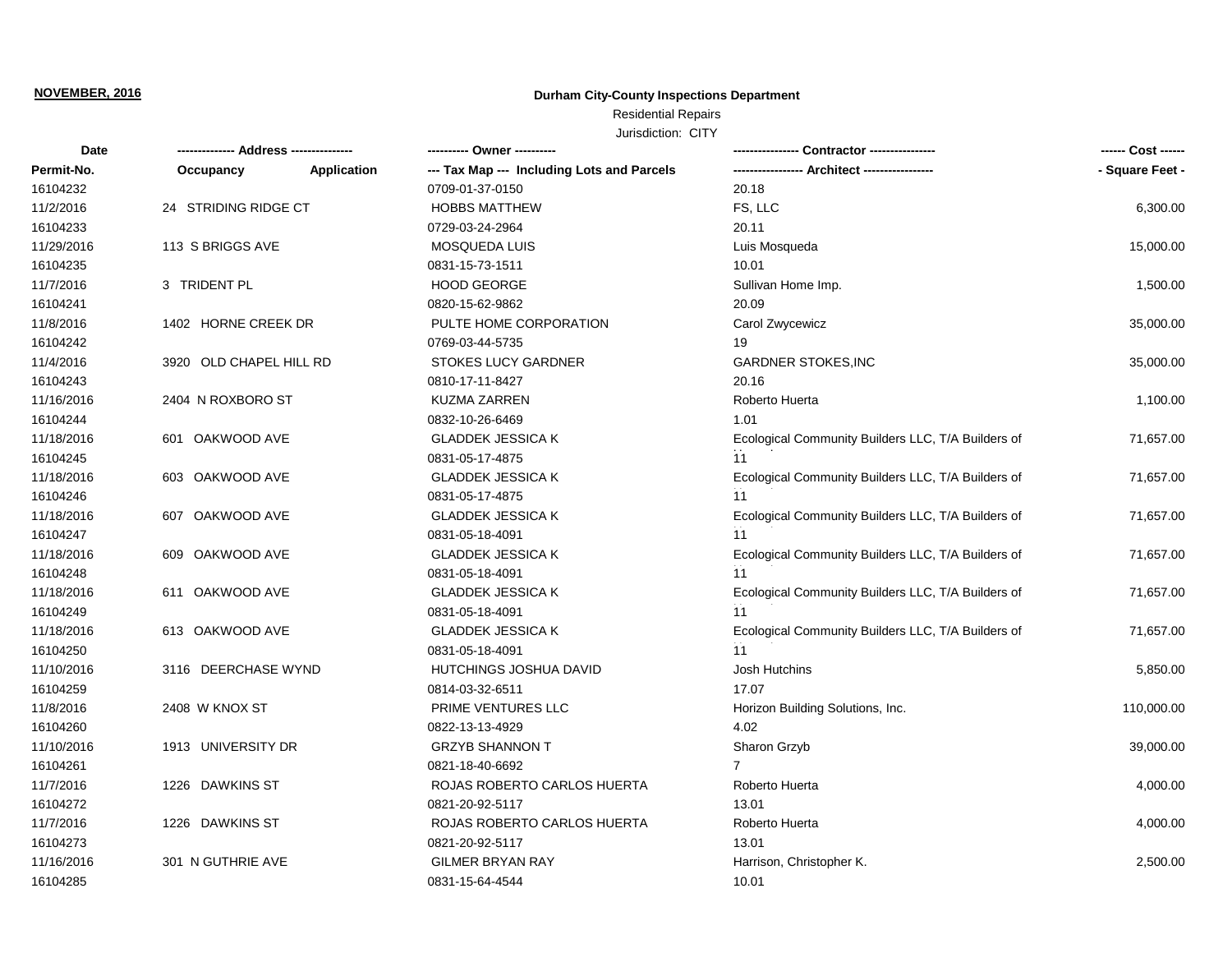**NOVEMBER, 2016**

**Durham City-County Inspections Department**

Residential Repairs

Jurisdiction: CITY

| Date<br>Permit-No. | ------------- Address ---------------<br>Occupancy Application | ---------- Owner ----------<br>--- Tax Map --- Including Lots and Parcels | ---------------- Contractor ----------------<br>----------------- Architect ----------------- | ------ Cost ------<br>- Square Feet - |
|---|---|---|---|---|
| 16104232 | | 0709-01-37-0150 | 20.18 | |
| 11/2/2016 | 24 STRIDING RIDGE CT | HOBBS MATTHEW | FS, LLC | 6,300.00 |
| 16104233 | | 0729-03-24-2964 | 20.11 | |
| 11/29/2016 | 113 S BRIGGS AVE | MOSQUEDA LUIS | Luis Mosqueda | 15,000.00 |
| 16104235 | | 0831-15-73-1511 | 10.01 | |
| 11/7/2016 | 3 TRIDENT PL | HOOD GEORGE | Sullivan Home Imp. | 1,500.00 |
| 16104241 | | 0820-15-62-9862 | 20.09 | |
| 11/8/2016 | 1402 HORNE CREEK DR | PULTE HOME CORPORATION | Carol Zwycewicz | 35,000.00 |
| 16104242 | | 0769-03-44-5735 | 19 | |
| 11/4/2016 | 3920 OLD CHAPEL HILL RD | STOKES LUCY GARDNER | GARDNER STOKES,INC | 35,000.00 |
| 16104243 | | 0810-17-11-8427 | 20.16 | |
| 11/16/2016 | 2404 N ROXBORO ST | KUZMA ZARREN | Roberto Huerta | 1,100.00 |
| 16104244 | | 0832-10-26-6469 | 1.01 | |
| 11/18/2016 | 601 OAKWOOD AVE | GLADDEK JESSICA K | Ecological Community Builders LLC, T/A Builders of | 71,657.00 |
| 16104245 | | 0831-05-17-4875 | 11 | |
| 11/18/2016 | 603 OAKWOOD AVE | GLADDEK JESSICA K | Ecological Community Builders LLC, T/A Builders of | 71,657.00 |
| 16104246 | | 0831-05-17-4875 | 11 | |
| 11/18/2016 | 607 OAKWOOD AVE | GLADDEK JESSICA K | Ecological Community Builders LLC, T/A Builders of | 71,657.00 |
| 16104247 | | 0831-05-18-4091 | 11 | |
| 11/18/2016 | 609 OAKWOOD AVE | GLADDEK JESSICA K | Ecological Community Builders LLC, T/A Builders of | 71,657.00 |
| 16104248 | | 0831-05-18-4091 | 11 | |
| 11/18/2016 | 611 OAKWOOD AVE | GLADDEK JESSICA K | Ecological Community Builders LLC, T/A Builders of | 71,657.00 |
| 16104249 | | 0831-05-18-4091 | 11 | |
| 11/18/2016 | 613 OAKWOOD AVE | GLADDEK JESSICA K | Ecological Community Builders LLC, T/A Builders of | 71,657.00 |
| 16104250 | | 0831-05-18-4091 | 11 | |
| 11/10/2016 | 3116 DEERCHASE WYND | HUTCHINGS JOSHUA DAVID | Josh Hutchins | 5,850.00 |
| 16104259 | | 0814-03-32-6511 | 17.07 | |
| 11/8/2016 | 2408 W KNOX ST | PRIME VENTURES LLC | Horizon Building Solutions, Inc. | 110,000.00 |
| 16104260 | | 0822-13-13-4929 | 4.02 | |
| 11/10/2016 | 1913 UNIVERSITY DR | GRZYB SHANNON T | Sharon Grzyb | 39,000.00 |
| 16104261 | | 0821-18-40-6692 | 7 | |
| 11/7/2016 | 1226 DAWKINS ST | ROJAS ROBERTO CARLOS HUERTA | Roberto Huerta | 4,000.00 |
| 16104272 | | 0821-20-92-5117 | 13.01 | |
| 11/7/2016 | 1226 DAWKINS ST | ROJAS ROBERTO CARLOS HUERTA | Roberto Huerta | 4,000.00 |
| 16104273 | | 0821-20-92-5117 | 13.01 | |
| 11/16/2016 | 301 N GUTHRIE AVE | GILMER BRYAN RAY | Harrison, Christopher K. | 2,500.00 |
| 16104285 | | 0831-15-64-4544 | 10.01 | |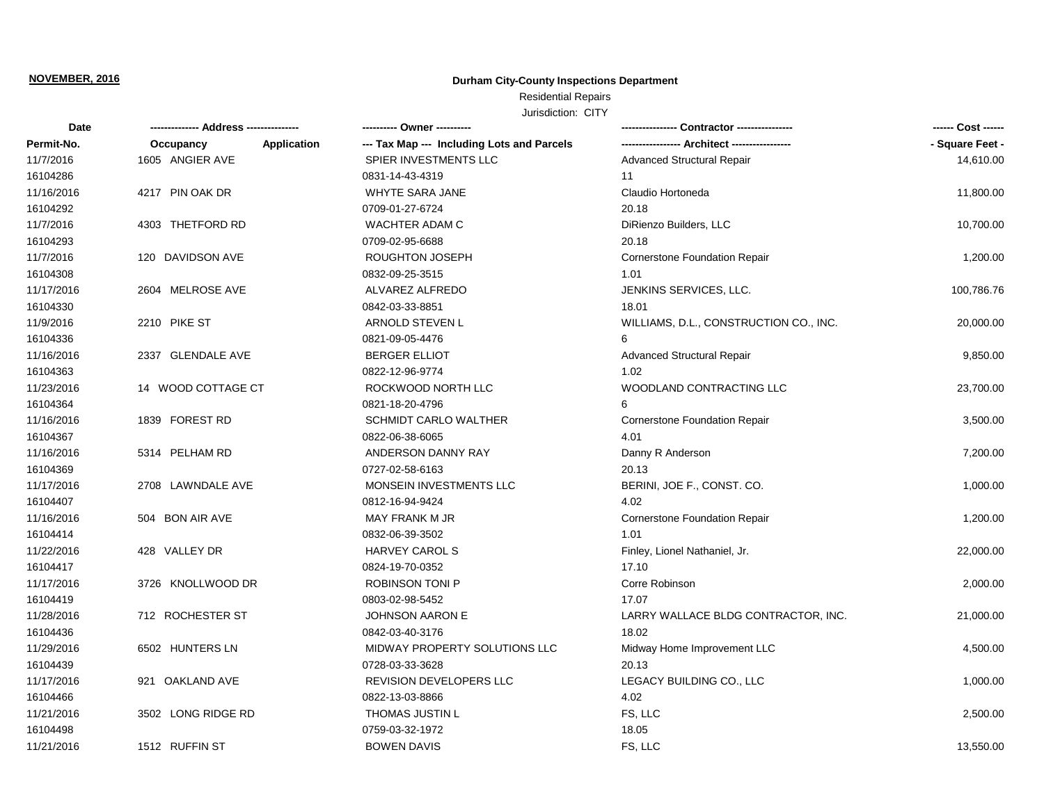**NOVEMBER, 2016**

**Durham City-County Inspections Department**

Residential Repairs

Jurisdiction: CITY

| Date / Permit-No. | Address / Occupancy | Application | Owner / Tax Map --- Including Lots and Parcels | Contractor / Architect | Cost / Square Feet |
|---|---|---|---|---|---|
| 11/7/2016 | 1605 ANGIER AVE | | SPIER INVESTMENTS LLC | Advanced Structural Repair | 14,610.00 |
| 16104286 | | | 0831-14-43-4319 | 11 | |
| 11/16/2016 | 4217 PIN OAK DR | | WHYTE SARA JANE | Claudio Hortoneda | 11,800.00 |
| 16104292 | | | 0709-01-27-6724 | 20.18 | |
| 11/7/2016 | 4303 THETFORD RD | | WACHTER ADAM C | DiRienzo Builders, LLC | 10,700.00 |
| 16104293 | | | 0709-02-95-6688 | 20.18 | |
| 11/7/2016 | 120 DAVIDSON AVE | | ROUGHTON JOSEPH | Cornerstone Foundation Repair | 1,200.00 |
| 16104308 | | | 0832-09-25-3515 | 1.01 | |
| 11/17/2016 | 2604 MELROSE AVE | | ALVAREZ ALFREDO | JENKINS SERVICES, LLC. | 100,786.76 |
| 16104330 | | | 0842-03-33-8851 | 18.01 | |
| 11/9/2016 | 2210 PIKE ST | | ARNOLD STEVEN L | WILLIAMS, D.L., CONSTRUCTION CO., INC. | 20,000.00 |
| 16104336 | | | 0821-09-05-4476 | 6 | |
| 11/16/2016 | 2337 GLENDALE AVE | | BERGER ELLIOT | Advanced Structural Repair | 9,850.00 |
| 16104363 | | | 0822-12-96-9774 | 1.02 | |
| 11/23/2016 | 14 WOOD COTTAGE CT | | ROCKWOOD NORTH LLC | WOODLAND CONTRACTING LLC | 23,700.00 |
| 16104364 | | | 0821-18-20-4796 | 6 | |
| 11/16/2016 | 1839 FOREST RD | | SCHMIDT CARLO WALTHER | Cornerstone Foundation Repair | 3,500.00 |
| 16104367 | | | 0822-06-38-6065 | 4.01 | |
| 11/16/2016 | 5314 PELHAM RD | | ANDERSON DANNY RAY | Danny R Anderson | 7,200.00 |
| 16104369 | | | 0727-02-58-6163 | 20.13 | |
| 11/17/2016 | 2708 LAWNDALE AVE | | MONSEIN INVESTMENTS LLC | BERINI, JOE F., CONST. CO. | 1,000.00 |
| 16104407 | | | 0812-16-94-9424 | 4.02 | |
| 11/16/2016 | 504 BON AIR AVE | | MAY FRANK M JR | Cornerstone Foundation Repair | 1,200.00 |
| 16104414 | | | 0832-06-39-3502 | 1.01 | |
| 11/22/2016 | 428 VALLEY DR | | HARVEY CAROL S | Finley, Lionel Nathaniel, Jr. | 22,000.00 |
| 16104417 | | | 0824-19-70-0352 | 17.10 | |
| 11/17/2016 | 3726 KNOLLWOOD DR | | ROBINSON TONI P | Corre Robinson | 2,000.00 |
| 16104419 | | | 0803-02-98-5452 | 17.07 | |
| 11/28/2016 | 712 ROCHESTER ST | | JOHNSON AARON E | LARRY WALLACE BLDG CONTRACTOR, INC. | 21,000.00 |
| 16104436 | | | 0842-03-40-3176 | 18.02 | |
| 11/29/2016 | 6502 HUNTERS LN | | MIDWAY PROPERTY SOLUTIONS LLC | Midway Home Improvement LLC | 4,500.00 |
| 16104439 | | | 0728-03-33-3628 | 20.13 | |
| 11/17/2016 | 921 OAKLAND AVE | | REVISION DEVELOPERS LLC | LEGACY BUILDING CO., LLC | 1,000.00 |
| 16104466 | | | 0822-13-03-8866 | 4.02 | |
| 11/21/2016 | 3502 LONG RIDGE RD | | THOMAS JUSTIN L | FS, LLC | 2,500.00 |
| 16104498 | | | 0759-03-32-1972 | 18.05 | |
| 11/21/2016 | 1512 RUFFIN ST | | BOWEN DAVIS | FS, LLC | 13,550.00 |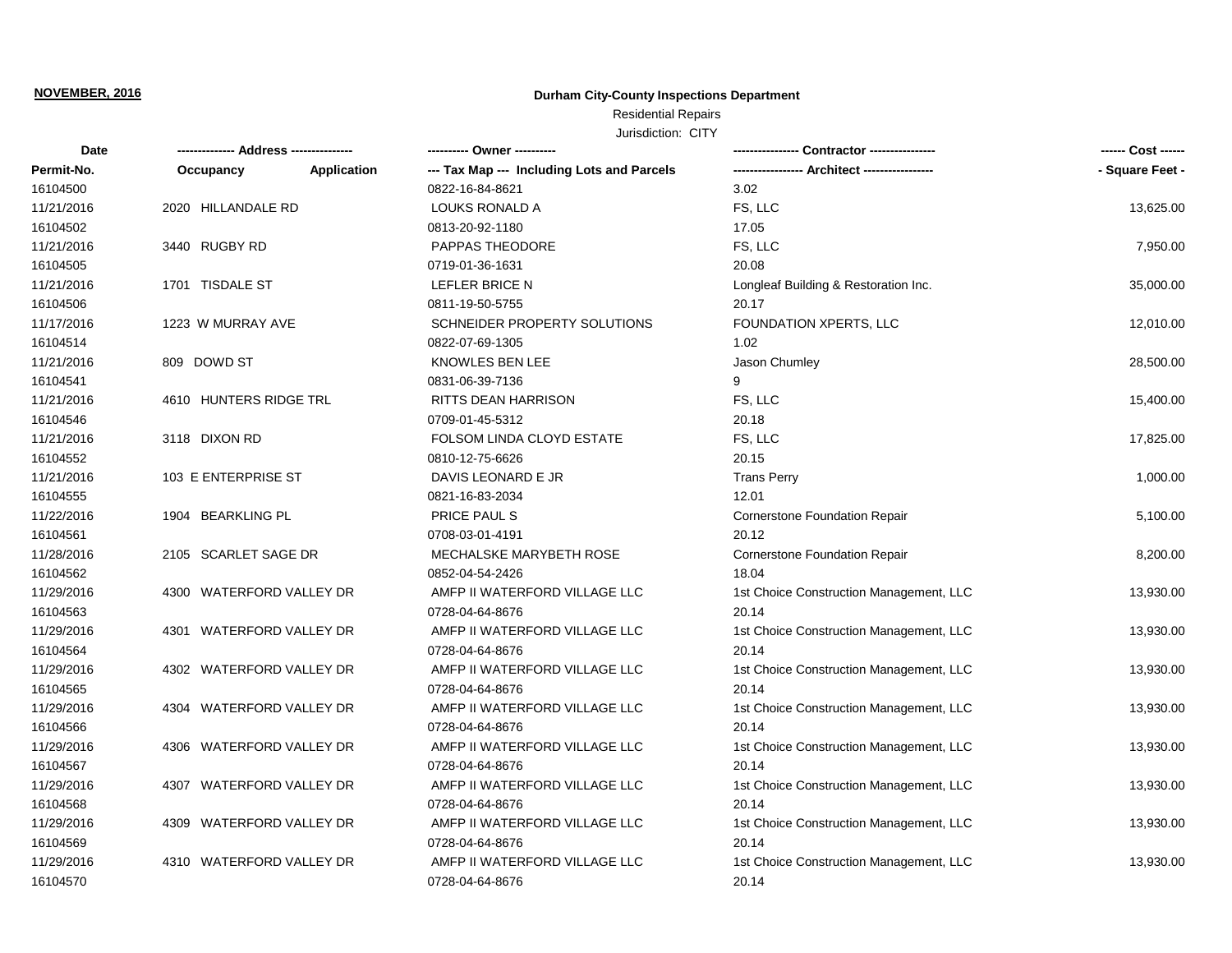**NOVEMBER, 2016**

**Durham City-County Inspections Department**

Residential Repairs

Jurisdiction: CITY

| Date | ------------- Address --------------- | | ---------- Owner ---------- | ---------------- Contractor ---------------- | ------ Cost ------ |
|---|---|---|---|---|---|
| **Permit-No.** | **Occupancy** | **Application** | **--- Tax Map --- Including Lots and Parcels** | **----------------- Architect -----------------** | **- Square Feet -** |
| 16104500 | | | 0822-16-84-8621 | 3.02 | |
| 11/21/2016 | 2020 HILLANDALE RD | | LOUKS RONALD A | FS, LLC | 13,625.00 |
| 16104502 | | | 0813-20-92-1180 | 17.05 | |
| 11/21/2016 | 3440 RUGBY RD | | PAPPAS THEODORE | FS, LLC | 7,950.00 |
| 16104505 | | | 0719-01-36-1631 | 20.08 | |
| 11/21/2016 | 1701 TISDALE ST | | LEFLER BRICE N | Longleaf Building & Restoration Inc. | 35,000.00 |
| 16104506 | | | 0811-19-50-5755 | 20.17 | |
| 11/17/2016 | 1223 W MURRAY AVE | | SCHNEIDER PROPERTY SOLUTIONS | FOUNDATION XPERTS, LLC | 12,010.00 |
| 16104514 | | | 0822-07-69-1305 | 1.02 | |
| 11/21/2016 | 809 DOWD ST | | KNOWLES BEN LEE | Jason Chumley | 28,500.00 |
| 16104541 | | | 0831-06-39-7136 | 9 | |
| 11/21/2016 | 4610 HUNTERS RIDGE TRL | | RITTS DEAN HARRISON | FS, LLC | 15,400.00 |
| 16104546 | | | 0709-01-45-5312 | 20.18 | |
| 11/21/2016 | 3118 DIXON RD | | FOLSOM LINDA CLOYD ESTATE | FS, LLC | 17,825.00 |
| 16104552 | | | 0810-12-75-6626 | 20.15 | |
| 11/21/2016 | 103 E ENTERPRISE ST | | DAVIS LEONARD E JR | Trans Perry | 1,000.00 |
| 16104555 | | | 0821-16-83-2034 | 12.01 | |
| 11/22/2016 | 1904 BEARKLING PL | | PRICE PAUL S | Cornerstone Foundation Repair | 5,100.00 |
| 16104561 | | | 0708-03-01-4191 | 20.12 | |
| 11/28/2016 | 2105 SCARLET SAGE DR | | MECHALSKE MARYBETH ROSE | Cornerstone Foundation Repair | 8,200.00 |
| 16104562 | | | 0852-04-54-2426 | 18.04 | |
| 11/29/2016 | 4300 WATERFORD VALLEY DR | | AMFP II WATERFORD VILLAGE LLC | 1st Choice Construction Management, LLC | 13,930.00 |
| 16104563 | | | 0728-04-64-8676 | 20.14 | |
| 11/29/2016 | 4301 WATERFORD VALLEY DR | | AMFP II WATERFORD VILLAGE LLC | 1st Choice Construction Management, LLC | 13,930.00 |
| 16104564 | | | 0728-04-64-8676 | 20.14 | |
| 11/29/2016 | 4302 WATERFORD VALLEY DR | | AMFP II WATERFORD VILLAGE LLC | 1st Choice Construction Management, LLC | 13,930.00 |
| 16104565 | | | 0728-04-64-8676 | 20.14 | |
| 11/29/2016 | 4304 WATERFORD VALLEY DR | | AMFP II WATERFORD VILLAGE LLC | 1st Choice Construction Management, LLC | 13,930.00 |
| 16104566 | | | 0728-04-64-8676 | 20.14 | |
| 11/29/2016 | 4306 WATERFORD VALLEY DR | | AMFP II WATERFORD VILLAGE LLC | 1st Choice Construction Management, LLC | 13,930.00 |
| 16104567 | | | 0728-04-64-8676 | 20.14 | |
| 11/29/2016 | 4307 WATERFORD VALLEY DR | | AMFP II WATERFORD VILLAGE LLC | 1st Choice Construction Management, LLC | 13,930.00 |
| 16104568 | | | 0728-04-64-8676 | 20.14 | |
| 11/29/2016 | 4309 WATERFORD VALLEY DR | | AMFP II WATERFORD VILLAGE LLC | 1st Choice Construction Management, LLC | 13,930.00 |
| 16104569 | | | 0728-04-64-8676 | 20.14 | |
| 11/29/2016 | 4310 WATERFORD VALLEY DR | | AMFP II WATERFORD VILLAGE LLC | 1st Choice Construction Management, LLC | 13,930.00 |
| 16104570 | | | 0728-04-64-8676 | 20.14 | |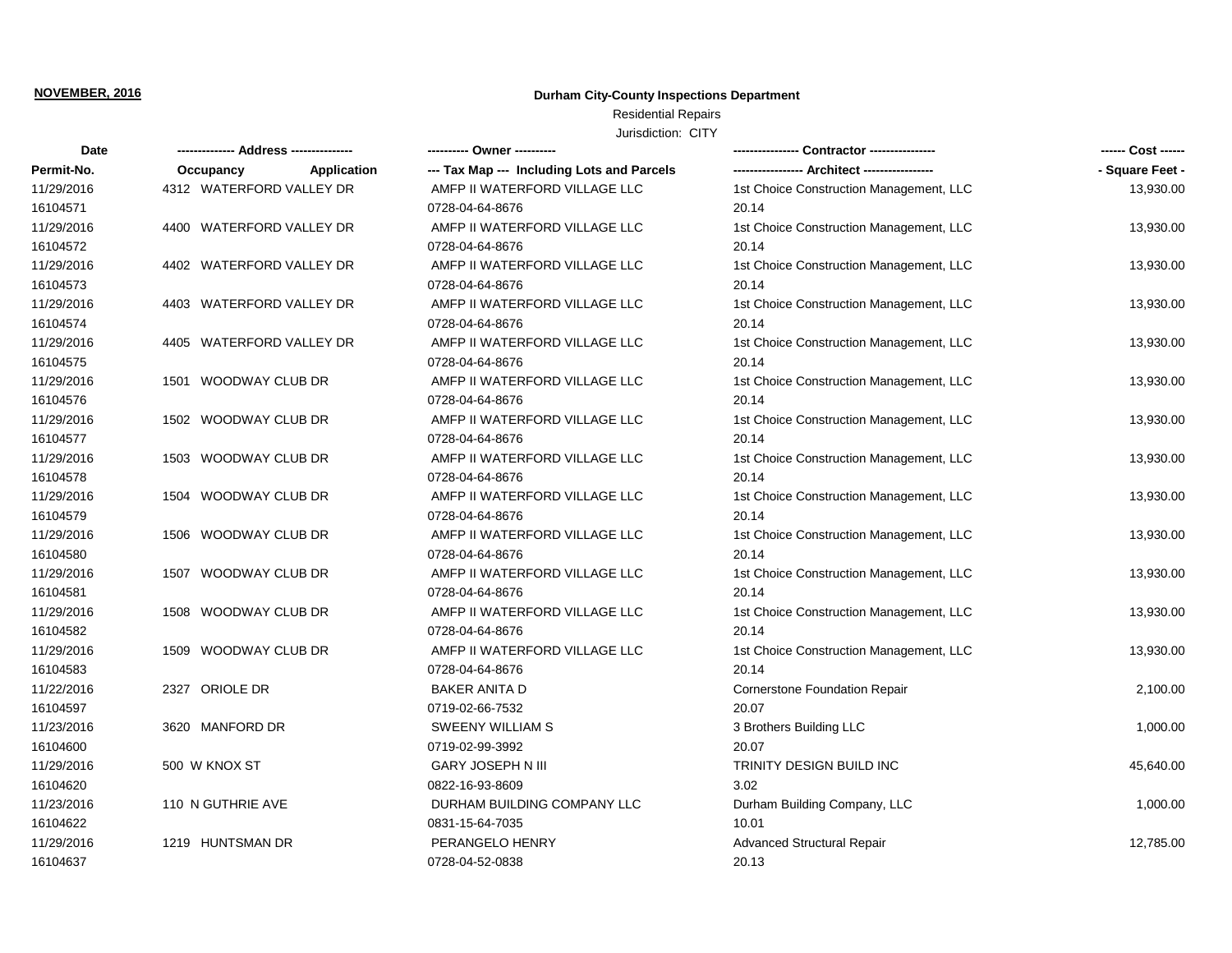**NOVEMBER, 2016**

**Durham City-County Inspections Department**

Residential Repairs

Jurisdiction: CITY

| Date<br>Permit-No. | Address<br>Occupancy / Application | Owner<br>Tax Map --- Including Lots and Parcels | Contractor<br>Architect | Cost<br>Square Feet |
|---|---|---|---|---|
| 11/29/2016<br>16104571 | 4312 WATERFORD VALLEY DR | AMFP II WATERFORD VILLAGE LLC<br>0728-04-64-8676 | 1st Choice Construction Management, LLC<br>20.14 | 13,930.00 |
| 11/29/2016<br>16104572 | 4400 WATERFORD VALLEY DR | AMFP II WATERFORD VILLAGE LLC<br>0728-04-64-8676 | 1st Choice Construction Management, LLC<br>20.14 | 13,930.00 |
| 11/29/2016<br>16104573 | 4402 WATERFORD VALLEY DR | AMFP II WATERFORD VILLAGE LLC<br>0728-04-64-8676 | 1st Choice Construction Management, LLC<br>20.14 | 13,930.00 |
| 11/29/2016<br>16104574 | 4403 WATERFORD VALLEY DR | AMFP II WATERFORD VILLAGE LLC<br>0728-04-64-8676 | 1st Choice Construction Management, LLC<br>20.14 | 13,930.00 |
| 11/29/2016<br>16104575 | 4405 WATERFORD VALLEY DR | AMFP II WATERFORD VILLAGE LLC<br>0728-04-64-8676 | 1st Choice Construction Management, LLC<br>20.14 | 13,930.00 |
| 11/29/2016<br>16104576 | 1501 WOODWAY CLUB DR | AMFP II WATERFORD VILLAGE LLC<br>0728-04-64-8676 | 1st Choice Construction Management, LLC<br>20.14 | 13,930.00 |
| 11/29/2016<br>16104577 | 1502 WOODWAY CLUB DR | AMFP II WATERFORD VILLAGE LLC<br>0728-04-64-8676 | 1st Choice Construction Management, LLC<br>20.14 | 13,930.00 |
| 11/29/2016<br>16104578 | 1503 WOODWAY CLUB DR | AMFP II WATERFORD VILLAGE LLC<br>0728-04-64-8676 | 1st Choice Construction Management, LLC<br>20.14 | 13,930.00 |
| 11/29/2016<br>16104579 | 1504 WOODWAY CLUB DR | AMFP II WATERFORD VILLAGE LLC<br>0728-04-64-8676 | 1st Choice Construction Management, LLC<br>20.14 | 13,930.00 |
| 11/29/2016<br>16104580 | 1506 WOODWAY CLUB DR | AMFP II WATERFORD VILLAGE LLC<br>0728-04-64-8676 | 1st Choice Construction Management, LLC<br>20.14 | 13,930.00 |
| 11/29/2016<br>16104581 | 1507 WOODWAY CLUB DR | AMFP II WATERFORD VILLAGE LLC<br>0728-04-64-8676 | 1st Choice Construction Management, LLC<br>20.14 | 13,930.00 |
| 11/29/2016<br>16104582 | 1508 WOODWAY CLUB DR | AMFP II WATERFORD VILLAGE LLC<br>0728-04-64-8676 | 1st Choice Construction Management, LLC<br>20.14 | 13,930.00 |
| 11/29/2016<br>16104583 | 1509 WOODWAY CLUB DR | AMFP II WATERFORD VILLAGE LLC<br>0728-04-64-8676 | 1st Choice Construction Management, LLC<br>20.14 | 13,930.00 |
| 11/22/2016<br>16104597 | 2327 ORIOLE DR | BAKER ANITA D<br>0719-02-66-7532 | Cornerstone Foundation Repair<br>20.07 | 2,100.00 |
| 11/23/2016<br>16104600 | 3620 MANFORD DR | SWEENY WILLIAM S<br>0719-02-99-3992 | 3 Brothers Building LLC<br>20.07 | 1,000.00 |
| 11/29/2016<br>16104620 | 500 W KNOX ST | GARY JOSEPH N III<br>0822-16-93-8609 | TRINITY DESIGN BUILD INC<br>3.02 | 45,640.00 |
| 11/23/2016<br>16104622 | 110 N GUTHRIE AVE | DURHAM BUILDING COMPANY LLC<br>0831-15-64-7035 | Durham Building Company, LLC<br>10.01 | 1,000.00 |
| 11/29/2016<br>16104637 | 1219 HUNTSMAN DR | PERANGELO HENRY<br>0728-04-52-0838 | Advanced Structural Repair<br>20.13 | 12,785.00 |